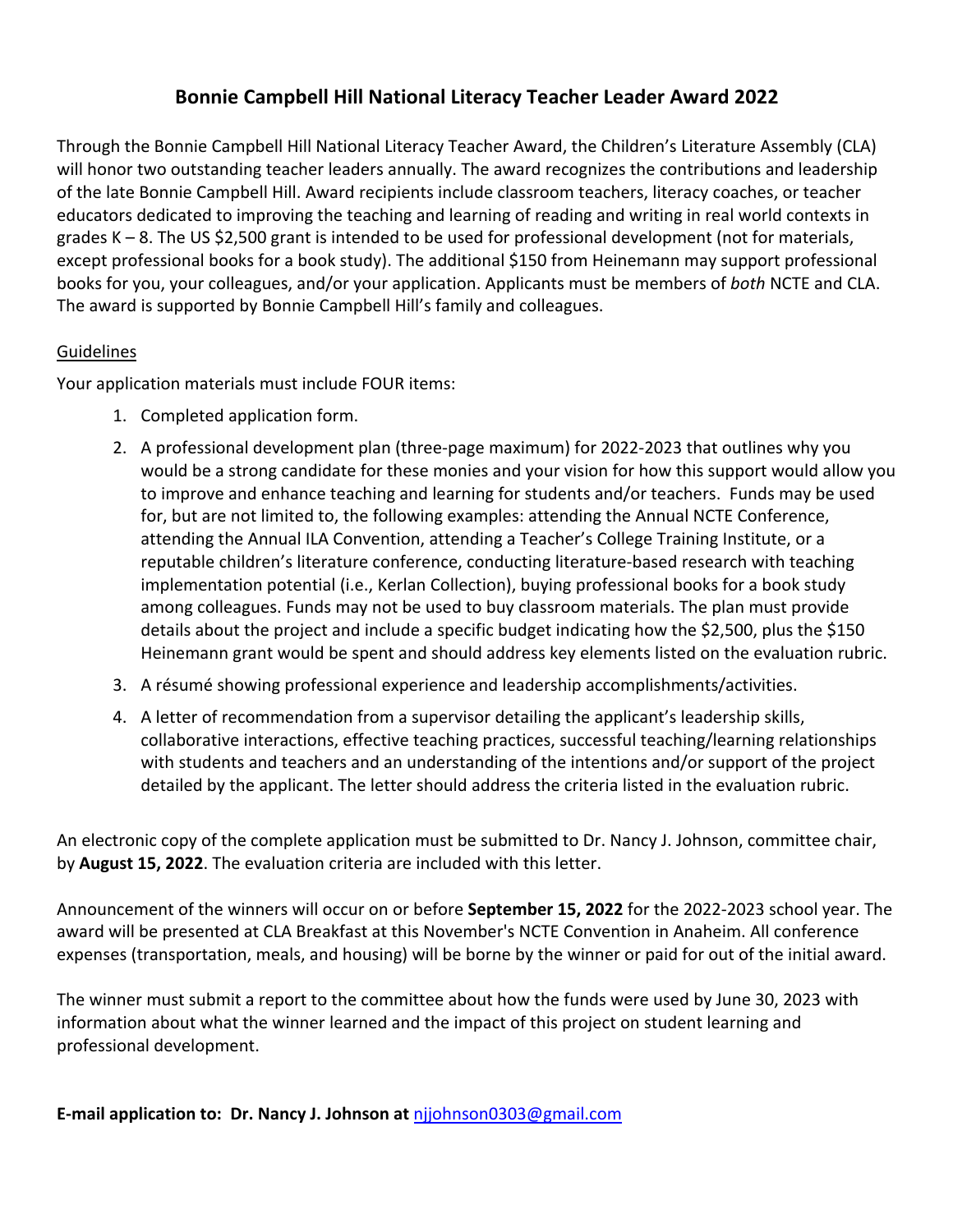# Bonnie Campbell Hill National Literacy Teacher Leader Award 2022

Through the Bonnie Campbell Hill National Literacy Teacher Award, the Children's Literature Assembly (CLA) will honor two outstanding teacher leaders annually. The award recognizes the contributions and leadership of the late Bonnie Campbell Hill. Award recipients include classroom teachers, literacy coaches, or teacher educators dedicated to improving the teaching and learning of reading and writing in real world contexts in grades K – 8. The US $2,500 grant is intended to be used for professional development (not for materials, except professional books for a book study). The additional $150 from Heinemann may support professional books for you, your colleagues, and/or your application. Applicants must be members of *both* NCTE and CLA. The award is supported by Bonnie Campbell Hill's family and colleagues.

<u>Guidelines</u>

Your application materials must include FOUR items:

1. Completed application form.
2. A professional development plan (three-page maximum) for 2022-2023 that outlines why you would be a strong candidate for these monies and your vision for how this support would allow you to improve and enhance teaching and learning for students and/or teachers. Funds may be used for, but are not limited to, the following examples: attending the Annual NCTE Conference, attending the Annual ILA Convention, attending a Teacher's College Training Institute, or a reputable children's literature conference, conducting literature-based research with teaching implementation potential (i.e., Kerlan Collection), buying professional books for a book study among colleagues. Funds may not be used to buy classroom materials. The plan must provide details about the project and include a specific budget indicating how the $2,500, plus the $150 Heinemann grant would be spent and should address key elements listed on the evaluation rubric.
3. A résumé showing professional experience and leadership accomplishments/activities.
4. A letter of recommendation from a supervisor detailing the applicant's leadership skills, collaborative interactions, effective teaching practices, successful teaching/learning relationships with students and teachers and an understanding of the intentions and/or support of the project detailed by the applicant. The letter should address the criteria listed in the evaluation rubric.

An electronic copy of the complete application must be submitted to Dr. Nancy J. Johnson, committee chair, by **August 15, 2022**. The evaluation criteria are included with this letter.

Announcement of the winners will occur on or before **September 15, 2022** for the 2022-2023 school year. The award will be presented at CLA Breakfast at this November's NCTE Convention in Anaheim. All conference expenses (transportation, meals, and housing) will be borne by the winner or paid for out of the initial award.

The winner must submit a report to the committee about how the funds were used by June 30, 2023 with information about what the winner learned and the impact of this project on student learning and professional development.

**E-mail application to: Dr. Nancy J. Johnson at** [njjohnson0303@gmail.com](mailto:njjohnson0303@gmail.com)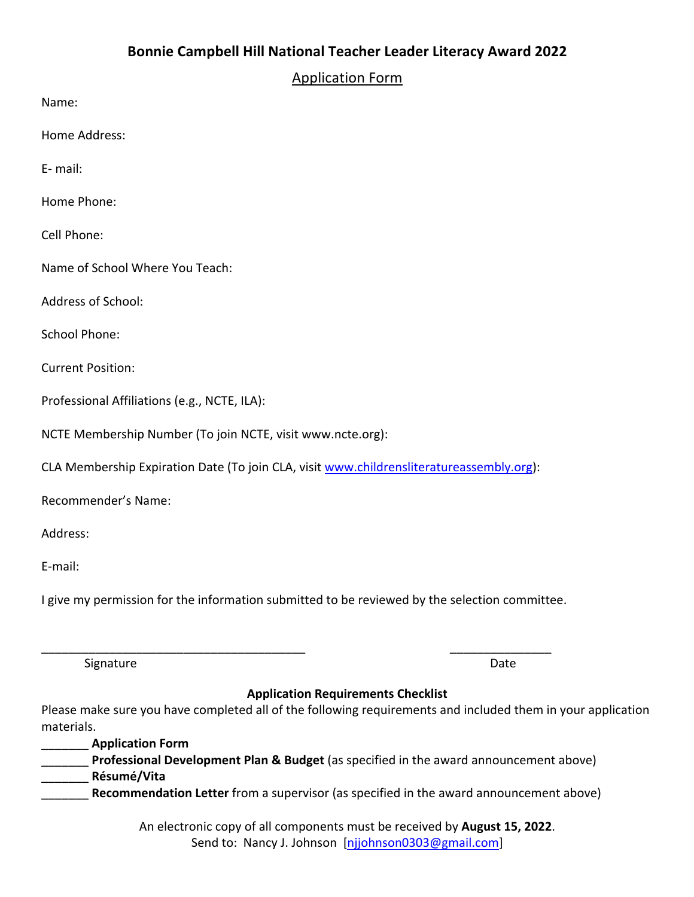## Bonnie Campbell Hill National Teacher Leader Literacy Award 2022

Application Form

Name:

Home Address:

E- mail:

Home Phone:

Cell Phone:

Name of School Where You Teach:

Address of School:

School Phone:

Current Position:

Professional Affiliations (e.g., NCTE, ILA):

NCTE Membership Number (To join NCTE, visit www.ncte.org):

CLA Membership Expiration Date (To join CLA, visit www.childrensliteratureassembly.org):

Recommender's Name:

Address:

E-mail:

I give my permission for the information submitted to be reviewed by the selection committee.

________________________________________ _______________

Signature Date

**Application Requirements Checklist**

Please make sure you have completed all of the following requirements and included them in your application materials.

_______ **Application Form**
_______ **Professional Development Plan & Budget** (as specified in the award announcement above)
_______ **Résumé/Vita**
_______ **Recommendation Letter** from a supervisor (as specified in the award announcement above)

An electronic copy of all components must be received by **August 15, 2022**.
Send to: Nancy J. Johnson [njjohnson0303@gmail.com]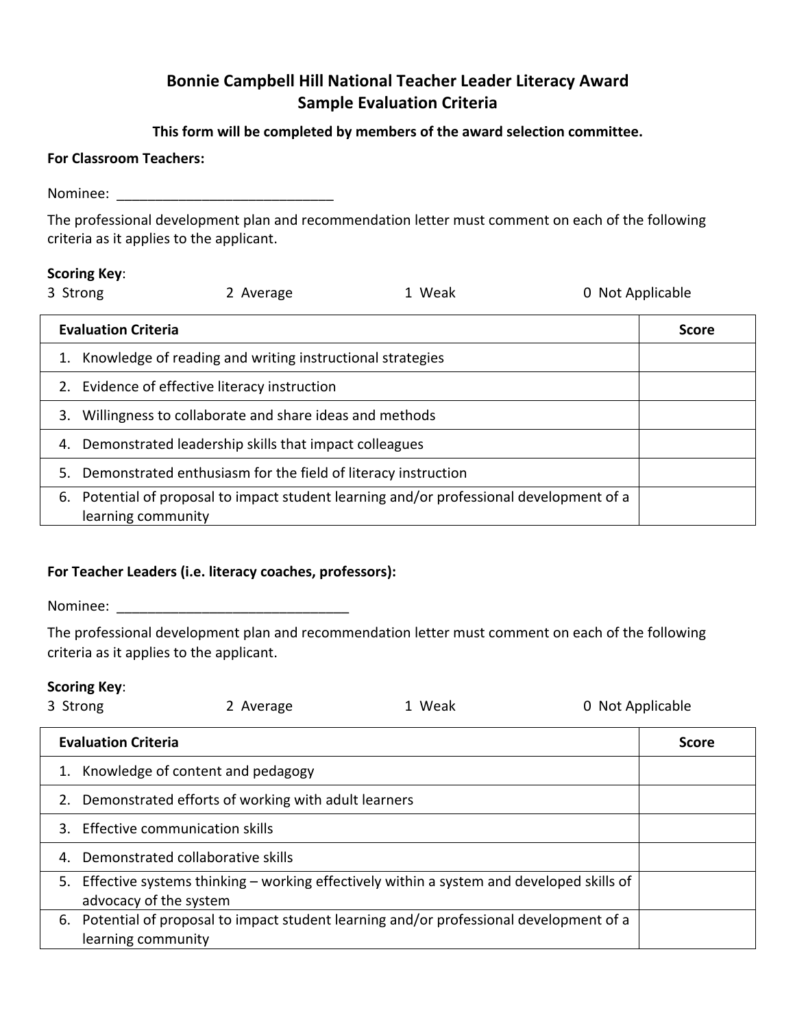# Bonnie Campbell Hill National Teacher Leader Literacy Award
## Sample Evaluation Criteria

**This form will be completed by members of the award selection committee.**

**For Classroom Teachers:**

Nominee: ____________________________

The professional development plan and recommendation letter must comment on each of the following criteria as it applies to the applicant.

**Scoring Key**:
3 Strong 2 Average 1 Weak 0 Not Applicable

| Evaluation Criteria | Score |
|---|---|
| 1. Knowledge of reading and writing instructional strategies | |
| 2. Evidence of effective literacy instruction | |
| 3. Willingness to collaborate and share ideas and methods | |
| 4. Demonstrated leadership skills that impact colleagues | |
| 5. Demonstrated enthusiasm for the field of literacy instruction | |
| 6. Potential of proposal to impact student learning and/or professional development of a learning community | |

**For Teacher Leaders (i.e. literacy coaches, professors):**

Nominee: ______________________________

The professional development plan and recommendation letter must comment on each of the following criteria as it applies to the applicant.

**Scoring Key**:
3 Strong 2 Average 1 Weak 0 Not Applicable

| Evaluation Criteria | Score |
|---|---|
| 1. Knowledge of content and pedagogy | |
| 2. Demonstrated efforts of working with adult learners | |
| 3. Effective communication skills | |
| 4. Demonstrated collaborative skills | |
| 5. Effective systems thinking – working effectively within a system and developed skills of advocacy of the system | |
| 6. Potential of proposal to impact student learning and/or professional development of a learning community | |